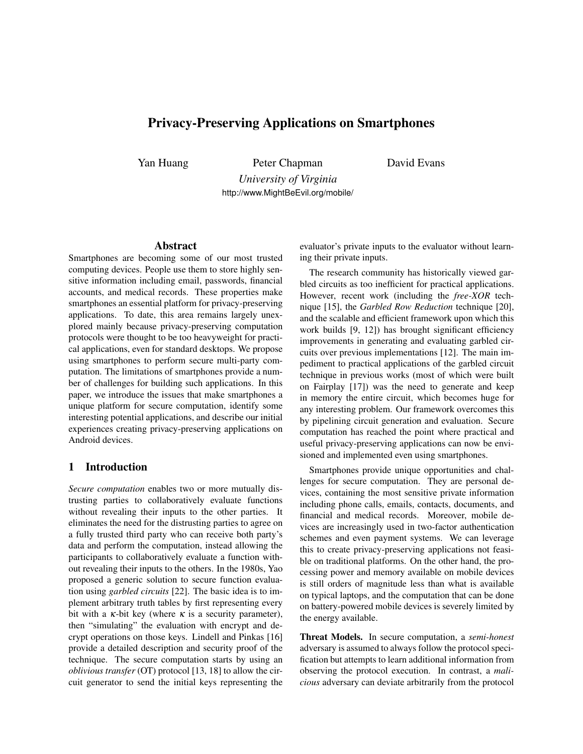# Privacy-Preserving Applications on Smartphones

Yan Huang  Peter Chapman  David Evans

*University of Virginia*

http://www.MightBeEvil.org/mobile/

## Abstract

Smartphones are becoming some of our most trusted computing devices. People use them to store highly sensitive information including email, passwords, financial accounts, and medical records. These properties make smartphones an essential platform for privacy-preserving applications. To date, this area remains largely unexplored mainly because privacy-preserving computation protocols were thought to be too heavyweight for practical applications, even for standard desktops. We propose using smartphones to perform secure multi-party computation. The limitations of smartphones provide a number of challenges for building such applications. In this paper, we introduce the issues that make smartphones a unique platform for secure computation, identify some interesting potential applications, and describe our initial experiences creating privacy-preserving applications on Android devices.

## 1 Introduction

*Secure computation* enables two or more mutually distrusting parties to collaboratively evaluate functions without revealing their inputs to the other parties. It eliminates the need for the distrusting parties to agree on a fully trusted third party who can receive both party's data and perform the computation, instead allowing the participants to collaboratively evaluate a function without revealing their inputs to the others. In the 1980s, Yao proposed a generic solution to secure function evaluation using *garbled circuits* [22]. The basic idea is to implement arbitrary truth tables by first representing every bit with a $\kappa$-bit key (where $\kappa$ is a security parameter), then "simulating" the evaluation with encrypt and decrypt operations on those keys. Lindell and Pinkas [16] provide a detailed description and security proof of the technique. The secure computation starts by using an *oblivious transfer* (OT) protocol [13, 18] to allow the circuit generator to send the initial keys representing the evaluator's private inputs to the evaluator without learning their private inputs.

The research community has historically viewed garbled circuits as too inefficient for practical applications. However, recent work (including the *free-XOR* technique [15], the *Garbled Row Reduction* technique [20], and the scalable and efficient framework upon which this work builds [9, 12]) has brought significant efficiency improvements in generating and evaluating garbled circuits over previous implementations [12]. The main impediment to practical applications of the garbled circuit technique in previous works (most of which were built on Fairplay [17]) was the need to generate and keep in memory the entire circuit, which becomes huge for any interesting problem. Our framework overcomes this by pipelining circuit generation and evaluation. Secure computation has reached the point where practical and useful privacy-preserving applications can now be envisioned and implemented even using smartphones.

Smartphones provide unique opportunities and challenges for secure computation. They are personal devices, containing the most sensitive private information including phone calls, emails, contacts, documents, and financial and medical records. Moreover, mobile devices are increasingly used in two-factor authentication schemes and even payment systems. We can leverage this to create privacy-preserving applications not feasible on traditional platforms. On the other hand, the processing power and memory available on mobile devices is still orders of magnitude less than what is available on typical laptops, and the computation that can be done on battery-powered mobile devices is severely limited by the energy available.

**Threat Models.** In secure computation, a *semi-honest* adversary is assumed to always follow the protocol specification but attempts to learn additional information from observing the protocol execution. In contrast, a *malicious* adversary can deviate arbitrarily from the protocol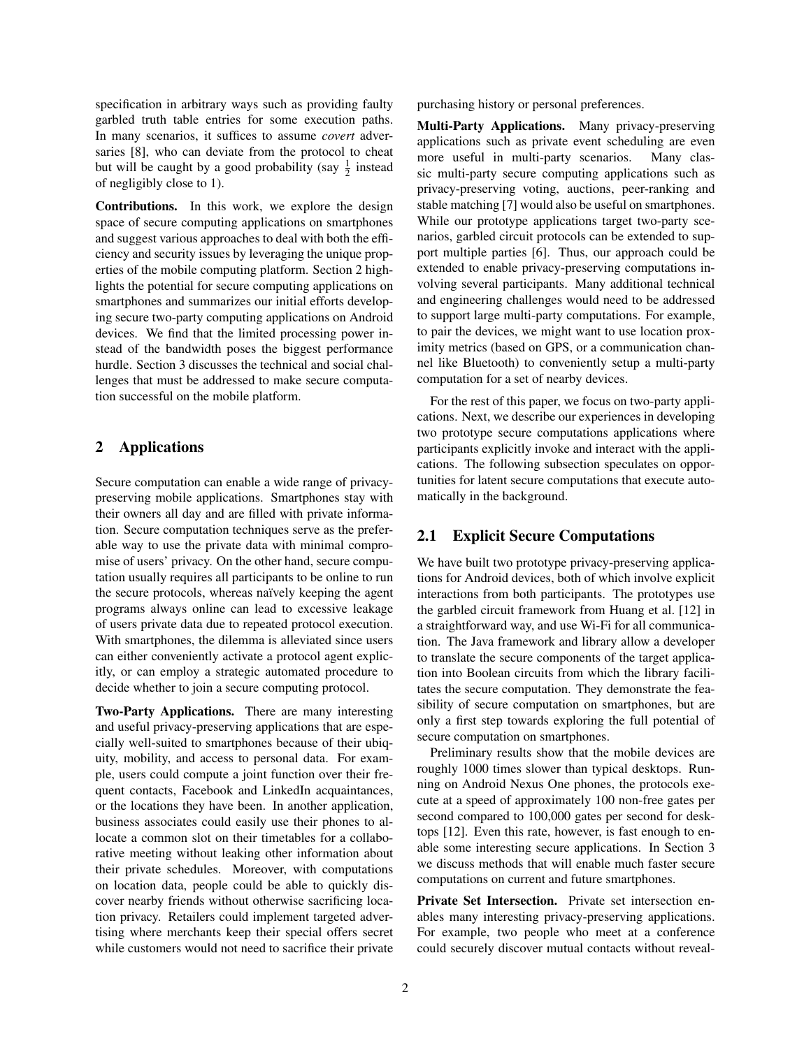specification in arbitrary ways such as providing faulty garbled truth table entries for some execution paths. In many scenarios, it suffices to assume *covert* adversaries [8], who can deviate from the protocol to cheat but will be caught by a good probability (say $\frac{1}{2}$ instead of negligibly close to 1).

**Contributions.** In this work, we explore the design space of secure computing applications on smartphones and suggest various approaches to deal with both the efficiency and security issues by leveraging the unique properties of the mobile computing platform. Section 2 highlights the potential for secure computing applications on smartphones and summarizes our initial efforts developing secure two-party computing applications on Android devices. We find that the limited processing power instead of the bandwidth poses the biggest performance hurdle. Section 3 discusses the technical and social challenges that must be addressed to make secure computation successful on the mobile platform.

## 2 Applications

Secure computation can enable a wide range of privacy-preserving mobile applications. Smartphones stay with their owners all day and are filled with private information. Secure computation techniques serve as the preferable way to use the private data with minimal compromise of users' privacy. On the other hand, secure computation usually requires all participants to be online to run the secure protocols, whereas naïvely keeping the agent programs always online can lead to excessive leakage of users private data due to repeated protocol execution. With smartphones, the dilemma is alleviated since users can either conveniently activate a protocol agent explicitly, or can employ a strategic automated procedure to decide whether to join a secure computing protocol.

**Two-Party Applications.** There are many interesting and useful privacy-preserving applications that are especially well-suited to smartphones because of their ubiquity, mobility, and access to personal data. For example, users could compute a joint function over their frequent contacts, Facebook and LinkedIn acquaintances, or the locations they have been. In another application, business associates could easily use their phones to allocate a common slot on their timetables for a collaborative meeting without leaking other information about their private schedules. Moreover, with computations on location data, people could be able to quickly discover nearby friends without otherwise sacrificing location privacy. Retailers could implement targeted advertising where merchants keep their special offers secret while customers would not need to sacrifice their private purchasing history or personal preferences.

**Multi-Party Applications.** Many privacy-preserving applications such as private event scheduling are even more useful in multi-party scenarios. Many classic multi-party secure computing applications such as privacy-preserving voting, auctions, peer-ranking and stable matching [7] would also be useful on smartphones. While our prototype applications target two-party scenarios, garbled circuit protocols can be extended to support multiple parties [6]. Thus, our approach could be extended to enable privacy-preserving computations involving several participants. Many additional technical and engineering challenges would need to be addressed to support large multi-party computations. For example, to pair the devices, we might want to use location proximity metrics (based on GPS, or a communication channel like Bluetooth) to conveniently setup a multi-party computation for a set of nearby devices.

For the rest of this paper, we focus on two-party applications. Next, we describe our experiences in developing two prototype secure computations applications where participants explicitly invoke and interact with the applications. The following subsection speculates on opportunities for latent secure computations that execute automatically in the background.

### 2.1 Explicit Secure Computations

We have built two prototype privacy-preserving applications for Android devices, both of which involve explicit interactions from both participants. The prototypes use the garbled circuit framework from Huang et al. [12] in a straightforward way, and use Wi-Fi for all communication. The Java framework and library allow a developer to translate the secure components of the target application into Boolean circuits from which the library facilitates the secure computation. They demonstrate the feasibility of secure computation on smartphones, but are only a first step towards exploring the full potential of secure computation on smartphones.

Preliminary results show that the mobile devices are roughly 1000 times slower than typical desktops. Running on Android Nexus One phones, the protocols execute at a speed of approximately 100 non-free gates per second compared to 100,000 gates per second for desktops [12]. Even this rate, however, is fast enough to enable some interesting secure applications. In Section 3 we discuss methods that will enable much faster secure computations on current and future smartphones.

**Private Set Intersection.** Private set intersection enables many interesting privacy-preserving applications. For example, two people who meet at a conference could securely discover mutual contacts without reveal-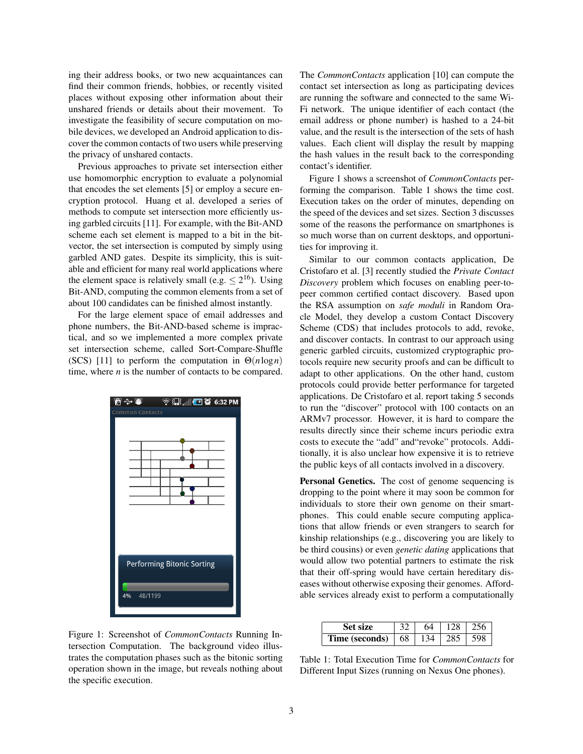ing their address books, or two new acquaintances can find their common friends, hobbies, or recently visited places without exposing other information about their unshared friends or details about their movement. To investigate the feasibility of secure computation on mobile devices, we developed an Android application to discover the common contacts of two users while preserving the privacy of unshared contacts.

Previous approaches to private set intersection either use homomorphic encryption to evaluate a polynomial that encodes the set elements [5] or employ a secure encryption protocol. Huang et al. developed a series of methods to compute set intersection more efficiently using garbled circuits [11]. For example, with the Bit-AND scheme each set element is mapped to a bit in the bit-vector, the set intersection is computed by simply using garbled AND gates. Despite its simplicity, this is suitable and efficient for many real world applications where the element space is relatively small (e.g. $\leq 2^{16}$). Using Bit-AND, computing the common elements from a set of about 100 candidates can be finished almost instantly.

For the large element space of email addresses and phone numbers, the Bit-AND-based scheme is impractical, and so we implemented a more complex private set intersection scheme, called Sort-Compare-Shuffle (SCS) [11] to perform the computation in $\Theta(n \log n)$ time, where $n$ is the number of contacts to be compared.

Figure 1: Screenshot of *CommonContacts* Running Intersection Computation. The background video illustrates the computation phases such as the bitonic sorting operation shown in the image, but reveals nothing about the specific execution.

The *CommonContacts* application [10] can compute the contact set intersection as long as participating devices are running the software and connected to the same Wi-Fi network. The unique identifier of each contact (the email address or phone number) is hashed to a 24-bit value, and the result is the intersection of the sets of hash values. Each client will display the result by mapping the hash values in the result back to the corresponding contact's identifier.

Figure 1 shows a screenshot of *CommonContacts* performing the comparison. Table 1 shows the time cost. Execution takes on the order of minutes, depending on the speed of the devices and set sizes. Section 3 discusses some of the reasons the performance on smartphones is so much worse than on current desktops, and opportunities for improving it.

Similar to our common contacts application, De Cristofaro et al. [3] recently studied the *Private Contact Discovery* problem which focuses on enabling peer-to-peer common certified contact discovery. Based upon the RSA assumption on *safe moduli* in Random Oracle Model, they develop a custom Contact Discovery Scheme (CDS) that includes protocols to add, revoke, and discover contacts. In contrast to our approach using generic garbled circuits, customized cryptographic protocols require new security proofs and can be difficult to adapt to other applications. On the other hand, custom protocols could provide better performance for targeted applications. De Cristofaro et al. report taking 5 seconds to run the "discover" protocol with 100 contacts on an ARMv7 processor. However, it is hard to compare the results directly since their scheme incurs periodic extra costs to execute the "add" and"revoke" protocols. Additionally, it is also unclear how expensive it is to retrieve the public keys of all contacts involved in a discovery.

**Personal Genetics.** The cost of genome sequencing is dropping to the point where it may soon be common for individuals to store their own genome on their smartphones. This could enable secure computing applications that allow friends or even strangers to search for kinship relationships (e.g., discovering you are likely to be third cousins) or even *genetic dating* applications that would allow two potential partners to estimate the risk that their off-spring would have certain hereditary diseases without otherwise exposing their genomes. Affordable services already exist to perform a computationally

| **Set size** | 32 | 64 | 128 | 256 |
|---|---|---|---|---|
| **Time (seconds)** | 68 | 134 | 285 | 598 |

Table 1: Total Execution Time for *CommonContacts* for Different Input Sizes (running on Nexus One phones).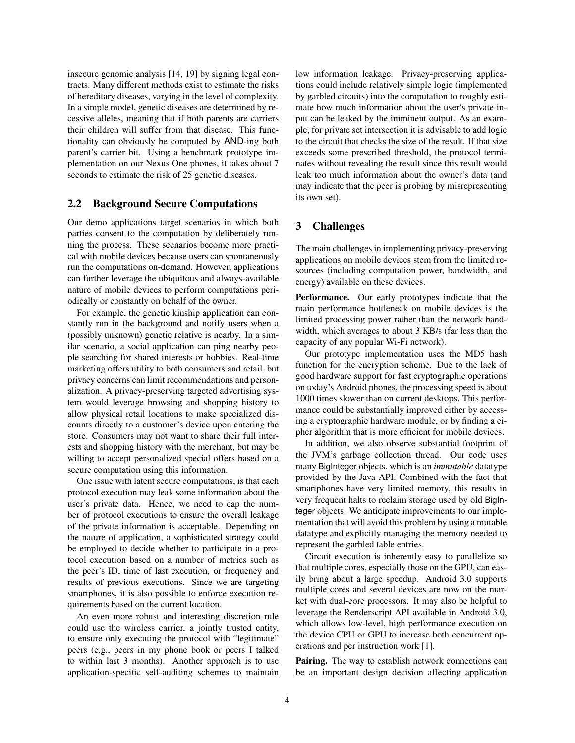insecure genomic analysis [14, 19] by signing legal contracts. Many different methods exist to estimate the risks of hereditary diseases, varying in the level of complexity. In a simple model, genetic diseases are determined by recessive alleles, meaning that if both parents are carriers their children will suffer from that disease. This functionality can obviously be computed by AND-ing both parent's carrier bit. Using a benchmark prototype implementation on our Nexus One phones, it takes about 7 seconds to estimate the risk of 25 genetic diseases.

## 2.2 Background Secure Computations

Our demo applications target scenarios in which both parties consent to the computation by deliberately running the process. These scenarios become more practical with mobile devices because users can spontaneously run the computations on-demand. However, applications can further leverage the ubiquitous and always-available nature of mobile devices to perform computations periodically or constantly on behalf of the owner.

For example, the genetic kinship application can constantly run in the background and notify users when a (possibly unknown) genetic relative is nearby. In a similar scenario, a social application can ping nearby people searching for shared interests or hobbies. Real-time marketing offers utility to both consumers and retail, but privacy concerns can limit recommendations and personalization. A privacy-preserving targeted advertising system would leverage browsing and shopping history to allow physical retail locations to make specialized discounts directly to a customer's device upon entering the store. Consumers may not want to share their full interests and shopping history with the merchant, but may be willing to accept personalized special offers based on a secure computation using this information.

One issue with latent secure computations, is that each protocol execution may leak some information about the user's private data. Hence, we need to cap the number of protocol executions to ensure the overall leakage of the private information is acceptable. Depending on the nature of application, a sophisticated strategy could be employed to decide whether to participate in a protocol execution based on a number of metrics such as the peer's ID, time of last execution, or frequency and results of previous executions. Since we are targeting smartphones, it is also possible to enforce execution requirements based on the current location.

An even more robust and interesting discretion rule could use the wireless carrier, a jointly trusted entity, to ensure only executing the protocol with "legitimate" peers (e.g., peers in my phone book or peers I talked to within last 3 months). Another approach is to use application-specific self-auditing schemes to maintain low information leakage. Privacy-preserving applications could include relatively simple logic (implemented by garbled circuits) into the computation to roughly estimate how much information about the user's private input can be leaked by the imminent output. As an example, for private set intersection it is advisable to add logic to the circuit that checks the size of the result. If that size exceeds some prescribed threshold, the protocol terminates without revealing the result since this result would leak too much information about the owner's data (and may indicate that the peer is probing by misrepresenting its own set).

# 3 Challenges

The main challenges in implementing privacy-preserving applications on mobile devices stem from the limited resources (including computation power, bandwidth, and energy) available on these devices.

**Performance.** Our early prototypes indicate that the main performance bottleneck on mobile devices is the limited processing power rather than the network bandwidth, which averages to about 3 KB/s (far less than the capacity of any popular Wi-Fi network).

Our prototype implementation uses the MD5 hash function for the encryption scheme. Due to the lack of good hardware support for fast cryptographic operations on today's Android phones, the processing speed is about 1000 times slower than on current desktops. This performance could be substantially improved either by accessing a cryptographic hardware module, or by finding a cipher algorithm that is more efficient for mobile devices.

In addition, we also observe substantial footprint of the JVM's garbage collection thread. Our code uses many BigInteger objects, which is an *immutable* datatype provided by the Java API. Combined with the fact that smartphones have very limited memory, this results in very frequent halts to reclaim storage used by old BigInteger objects. We anticipate improvements to our implementation that will avoid this problem by using a mutable datatype and explicitly managing the memory needed to represent the garbled table entries.

Circuit execution is inherently easy to parallelize so that multiple cores, especially those on the GPU, can easily bring about a large speedup. Android 3.0 supports multiple cores and several devices are now on the market with dual-core processors. It may also be helpful to leverage the Renderscript API available in Android 3.0, which allows low-level, high performance execution on the device CPU or GPU to increase both concurrent operations and per instruction work [1].

**Pairing.** The way to establish network connections can be an important design decision affecting application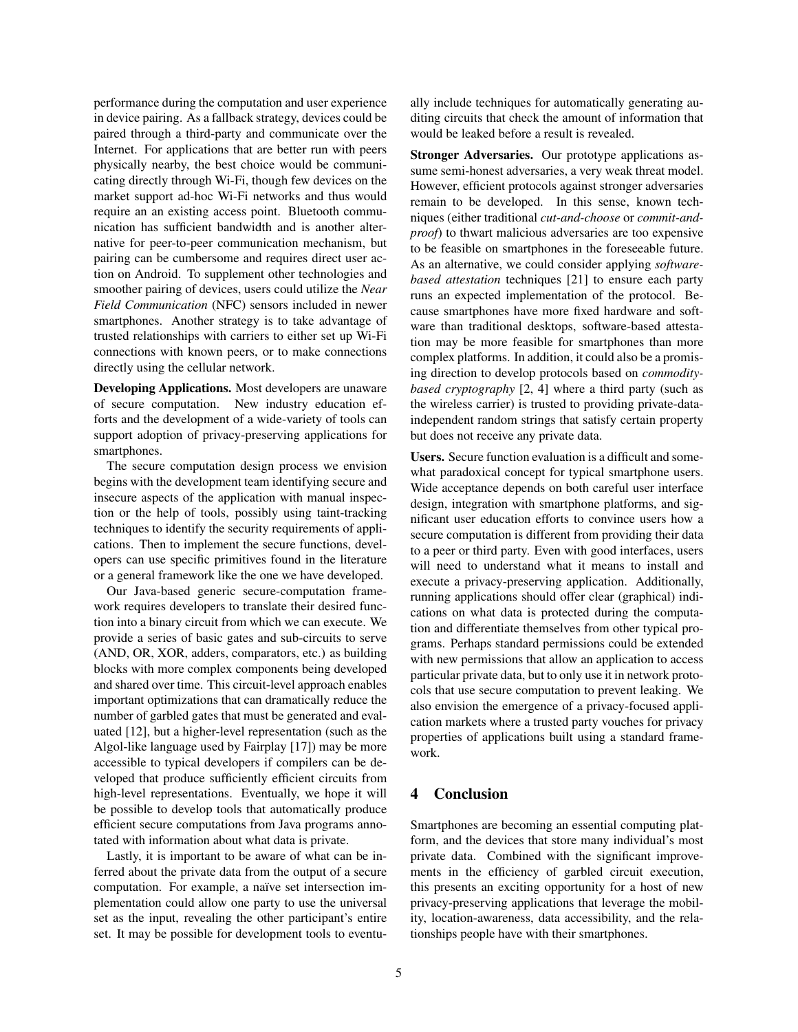performance during the computation and user experience in device pairing. As a fallback strategy, devices could be paired through a third-party and communicate over the Internet. For applications that are better run with peers physically nearby, the best choice would be communicating directly through Wi-Fi, though few devices on the market support ad-hoc Wi-Fi networks and thus would require an an existing access point. Bluetooth communication has sufficient bandwidth and is another alternative for peer-to-peer communication mechanism, but pairing can be cumbersome and requires direct user action on Android. To supplement other technologies and smoother pairing of devices, users could utilize the *Near Field Communication* (NFC) sensors included in newer smartphones. Another strategy is to take advantage of trusted relationships with carriers to either set up Wi-Fi connections with known peers, or to make connections directly using the cellular network.

**Developing Applications.** Most developers are unaware of secure computation. New industry education efforts and the development of a wide-variety of tools can support adoption of privacy-preserving applications for smartphones.

The secure computation design process we envision begins with the development team identifying secure and insecure aspects of the application with manual inspection or the help of tools, possibly using taint-tracking techniques to identify the security requirements of applications. Then to implement the secure functions, developers can use specific primitives found in the literature or a general framework like the one we have developed.

Our Java-based generic secure-computation framework requires developers to translate their desired function into a binary circuit from which we can execute. We provide a series of basic gates and sub-circuits to serve (AND, OR, XOR, adders, comparators, etc.) as building blocks with more complex components being developed and shared over time. This circuit-level approach enables important optimizations that can dramatically reduce the number of garbled gates that must be generated and evaluated [12], but a higher-level representation (such as the Algol-like language used by Fairplay [17]) may be more accessible to typical developers if compilers can be developed that produce sufficiently efficient circuits from high-level representations. Eventually, we hope it will be possible to develop tools that automatically produce efficient secure computations from Java programs annotated with information about what data is private.

Lastly, it is important to be aware of what can be inferred about the private data from the output of a secure computation. For example, a naïve set intersection implementation could allow one party to use the universal set as the input, revealing the other participant's entire set. It may be possible for development tools to eventually include techniques for automatically generating auditing circuits that check the amount of information that would be leaked before a result is revealed.

**Stronger Adversaries.** Our prototype applications assume semi-honest adversaries, a very weak threat model. However, efficient protocols against stronger adversaries remain to be developed. In this sense, known techniques (either traditional *cut-and-choose* or *commit-and-proof*) to thwart malicious adversaries are too expensive to be feasible on smartphones in the foreseeable future. As an alternative, we could consider applying *software-based attestation* techniques [21] to ensure each party runs an expected implementation of the protocol. Because smartphones have more fixed hardware and software than traditional desktops, software-based attestation may be more feasible for smartphones than more complex platforms. In addition, it could also be a promising direction to develop protocols based on *commodity-based cryptography* [2, 4] where a third party (such as the wireless carrier) is trusted to providing private-data-independent random strings that satisfy certain property but does not receive any private data.

**Users.** Secure function evaluation is a difficult and somewhat paradoxical concept for typical smartphone users. Wide acceptance depends on both careful user interface design, integration with smartphone platforms, and significant user education efforts to convince users how a secure computation is different from providing their data to a peer or third party. Even with good interfaces, users will need to understand what it means to install and execute a privacy-preserving application. Additionally, running applications should offer clear (graphical) indications on what data is protected during the computation and differentiate themselves from other typical programs. Perhaps standard permissions could be extended with new permissions that allow an application to access particular private data, but to only use it in network protocols that use secure computation to prevent leaking. We also envision the emergence of a privacy-focused application markets where a trusted party vouches for privacy properties of applications built using a standard framework.

## 4 Conclusion

Smartphones are becoming an essential computing platform, and the devices that store many individual's most private data. Combined with the significant improvements in the efficiency of garbled circuit execution, this presents an exciting opportunity for a host of new privacy-preserving applications that leverage the mobility, location-awareness, data accessibility, and the relationships people have with their smartphones.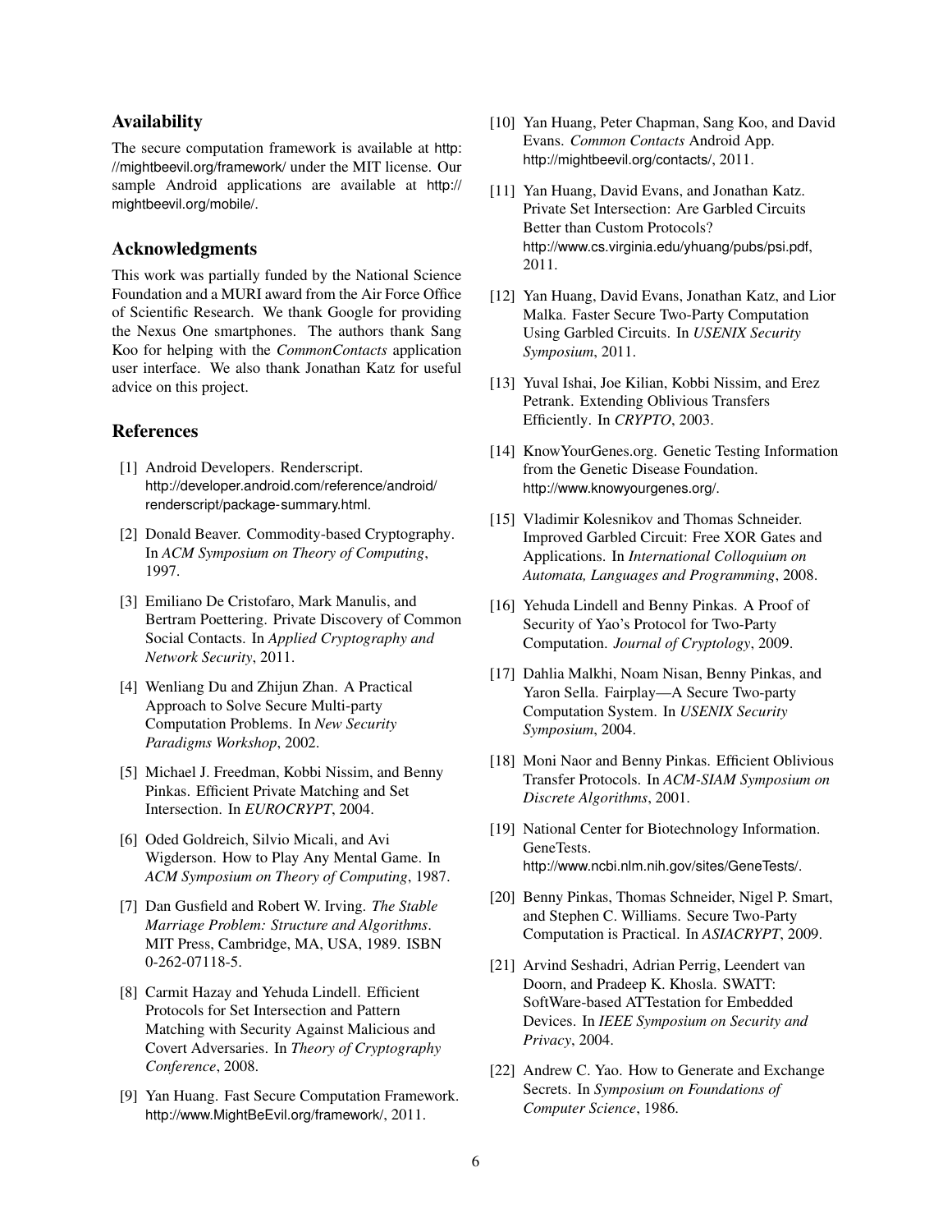## Availability

The secure computation framework is available at http://mightbeevil.org/framework/ under the MIT license. Our sample Android applications are available at http://mightbeevil.org/mobile/.

## Acknowledgments

This work was partially funded by the National Science Foundation and a MURI award from the Air Force Office of Scientific Research. We thank Google for providing the Nexus One smartphones. The authors thank Sang Koo for helping with the *CommonContacts* application user interface. We also thank Jonathan Katz for useful advice on this project.

## References

[1] Android Developers. Renderscript. http://developer.android.com/reference/android/renderscript/package-summary.html.

[2] Donald Beaver. Commodity-based Cryptography. In *ACM Symposium on Theory of Computing*, 1997.

[3] Emiliano De Cristofaro, Mark Manulis, and Bertram Poettering. Private Discovery of Common Social Contacts. In *Applied Cryptography and Network Security*, 2011.

[4] Wenliang Du and Zhijun Zhan. A Practical Approach to Solve Secure Multi-party Computation Problems. In *New Security Paradigms Workshop*, 2002.

[5] Michael J. Freedman, Kobbi Nissim, and Benny Pinkas. Efficient Private Matching and Set Intersection. In *EUROCRYPT*, 2004.

[6] Oded Goldreich, Silvio Micali, and Avi Wigderson. How to Play Any Mental Game. In *ACM Symposium on Theory of Computing*, 1987.

[7] Dan Gusfield and Robert W. Irving. *The Stable Marriage Problem: Structure and Algorithms*. MIT Press, Cambridge, MA, USA, 1989. ISBN 0-262-07118-5.

[8] Carmit Hazay and Yehuda Lindell. Efficient Protocols for Set Intersection and Pattern Matching with Security Against Malicious and Covert Adversaries. In *Theory of Cryptography Conference*, 2008.

[9] Yan Huang. Fast Secure Computation Framework. http://www.MightBeEvil.org/framework/, 2011.

[10] Yan Huang, Peter Chapman, Sang Koo, and David Evans. *Common Contacts* Android App. http://mightbeevil.org/contacts/, 2011.

[11] Yan Huang, David Evans, and Jonathan Katz. Private Set Intersection: Are Garbled Circuits Better than Custom Protocols? http://www.cs.virginia.edu/yhuang/pubs/psi.pdf, 2011.

[12] Yan Huang, David Evans, Jonathan Katz, and Lior Malka. Faster Secure Two-Party Computation Using Garbled Circuits. In *USENIX Security Symposium*, 2011.

[13] Yuval Ishai, Joe Kilian, Kobbi Nissim, and Erez Petrank. Extending Oblivious Transfers Efficiently. In *CRYPTO*, 2003.

[14] KnowYourGenes.org. Genetic Testing Information from the Genetic Disease Foundation. http://www.knowyourgenes.org/.

[15] Vladimir Kolesnikov and Thomas Schneider. Improved Garbled Circuit: Free XOR Gates and Applications. In *International Colloquium on Automata, Languages and Programming*, 2008.

[16] Yehuda Lindell and Benny Pinkas. A Proof of Security of Yao's Protocol for Two-Party Computation. *Journal of Cryptology*, 2009.

[17] Dahlia Malkhi, Noam Nisan, Benny Pinkas, and Yaron Sella. Fairplay—A Secure Two-party Computation System. In *USENIX Security Symposium*, 2004.

[18] Moni Naor and Benny Pinkas. Efficient Oblivious Transfer Protocols. In *ACM-SIAM Symposium on Discrete Algorithms*, 2001.

[19] National Center for Biotechnology Information. GeneTests. http://www.ncbi.nlm.nih.gov/sites/GeneTests/.

[20] Benny Pinkas, Thomas Schneider, Nigel P. Smart, and Stephen C. Williams. Secure Two-Party Computation is Practical. In *ASIACRYPT*, 2009.

[21] Arvind Seshadri, Adrian Perrig, Leendert van Doorn, and Pradeep K. Khosla. SWATT: SoftWare-based ATTestation for Embedded Devices. In *IEEE Symposium on Security and Privacy*, 2004.

[22] Andrew C. Yao. How to Generate and Exchange Secrets. In *Symposium on Foundations of Computer Science*, 1986.